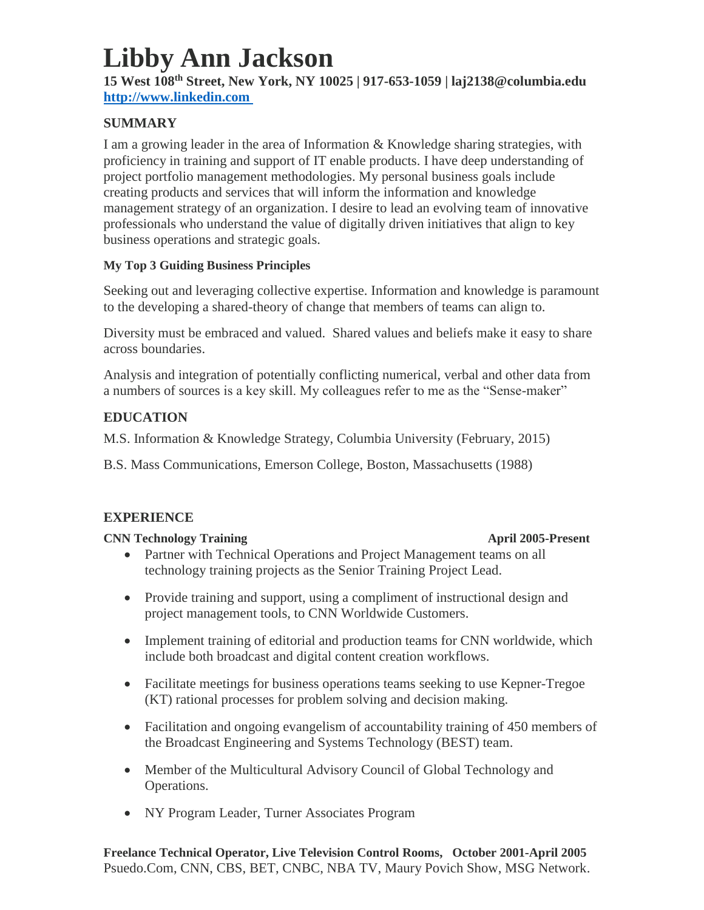# Libby Ann Jackson

**15 West 108th Street, New York, NY 10025 | 917-653-1059 | laj2138@columbia.edu**
**http://www.linkedin.com**

## SUMMARY

I am a growing leader in the area of Information & Knowledge sharing strategies, with proficiency in training and support of IT enable products. I have deep understanding of project portfolio management methodologies. My personal business goals include creating products and services that will inform the information and knowledge management strategy of an organization. I desire to lead an evolving team of innovative professionals who understand the value of digitally driven initiatives that align to key business operations and strategic goals.

### My Top 3 Guiding Business Principles

Seeking out and leveraging collective expertise. Information and knowledge is paramount to the developing a shared-theory of change that members of teams can align to.

Diversity must be embraced and valued. Shared values and beliefs make it easy to share across boundaries.

Analysis and integration of potentially conflicting numerical, verbal and other data from a numbers of sources is a key skill. My colleagues refer to me as the "Sense-maker"

## EDUCATION

M.S. Information & Knowledge Strategy, Columbia University (February, 2015)

B.S. Mass Communications, Emerson College, Boston, Massachusetts (1988)

## EXPERIENCE

**CNN Technology Training** **April 2005-Present**

- Partner with Technical Operations and Project Management teams on all technology training projects as the Senior Training Project Lead.
- Provide training and support, using a compliment of instructional design and project management tools, to CNN Worldwide Customers.
- Implement training of editorial and production teams for CNN worldwide, which include both broadcast and digital content creation workflows.
- Facilitate meetings for business operations teams seeking to use Kepner-Tregoe (KT) rational processes for problem solving and decision making.
- Facilitation and ongoing evangelism of accountability training of 450 members of the Broadcast Engineering and Systems Technology (BEST) team.
- Member of the Multicultural Advisory Council of Global Technology and Operations.
- NY Program Leader, Turner Associates Program

**Freelance Technical Operator, Live Television Control Rooms, October 2001-April 2005**
Psuedo.Com, CNN, CBS, BET, CNBC, NBA TV, Maury Povich Show, MSG Network.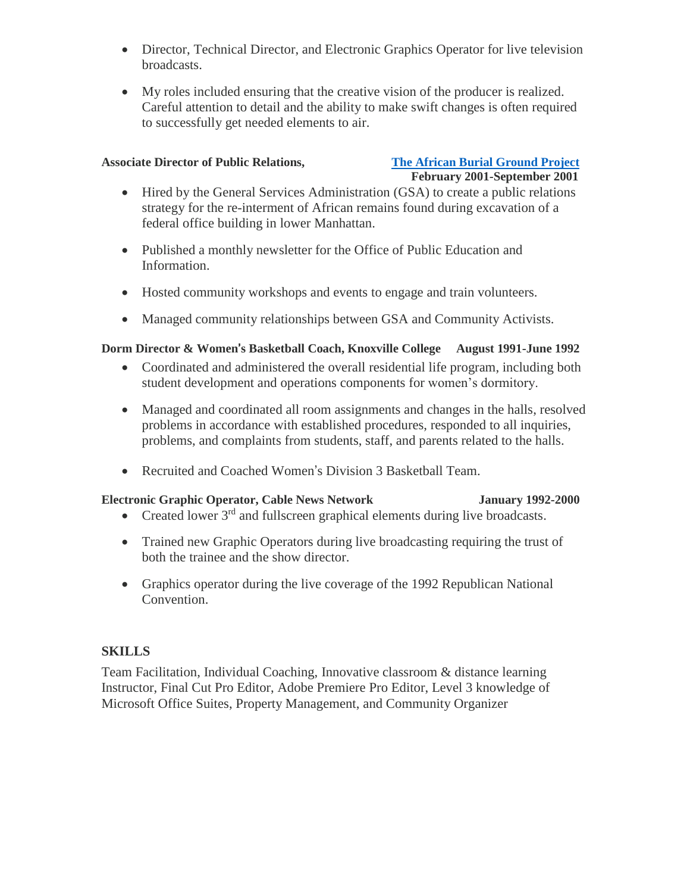- Director, Technical Director, and Electronic Graphics Operator for live television broadcasts.

- My roles included ensuring that the creative vision of the producer is realized. Careful attention to detail and the ability to make swift changes is often required to successfully get needed elements to air.

**Associate Director of Public Relations,** [The African Burial Ground Project]
**February 2001-September 2001**

- Hired by the General Services Administration (GSA) to create a public relations strategy for the re-interment of African remains found during excavation of a federal office building in lower Manhattan.

- Published a monthly newsletter for the Office of Public Education and Information.

- Hosted community workshops and events to engage and train volunteers.

- Managed community relationships between GSA and Community Activists.

**Dorm Director & Women's Basketball Coach, Knoxville College** **August 1991-June 1992**

- Coordinated and administered the overall residential life program, including both student development and operations components for women's dormitory.

- Managed and coordinated all room assignments and changes in the halls, resolved problems in accordance with established procedures, responded to all inquiries, problems, and complaints from students, staff, and parents related to the halls.

- Recruited and Coached Women's Division 3 Basketball Team.

**Electronic Graphic Operator, Cable News Network** **January 1992-2000**

- Created lower 3rd and fullscreen graphical elements during live broadcasts.

- Trained new Graphic Operators during live broadcasting requiring the trust of both the trainee and the show director.

- Graphics operator during the live coverage of the 1992 Republican National Convention.

## SKILLS

Team Facilitation, Individual Coaching, Innovative classroom & distance learning Instructor, Final Cut Pro Editor, Adobe Premiere Pro Editor, Level 3 knowledge of Microsoft Office Suites, Property Management, and Community Organizer